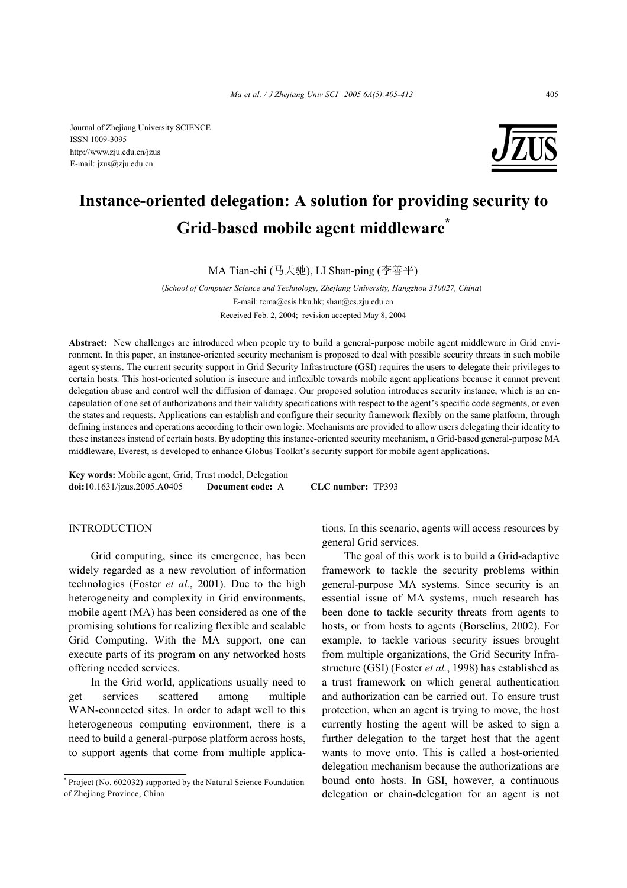Journal of Zhejiang University SCIENCE
ISSN 1009-3095
http://www.zju.edu.cn/jzus
E-mail: jzus@zju.edu.cn

# Instance-oriented delegation: A solution for providing security to Grid-based mobile agent middleware*

MA Tian-chi (马天驰), LI Shan-ping (李善平)

(*School of Computer Science and Technology, Zhejiang University, Hangzhou 310027, China*)

E-mail: tcma@csis.hku.hk; shan@cs.zju.edu.cn

Received Feb. 2, 2004; revision accepted May 8, 2004

**Abstract:** New challenges are introduced when people try to build a general-purpose mobile agent middleware in Grid environment. In this paper, an instance-oriented security mechanism is proposed to deal with possible security threats in such mobile agent systems. The current security support in Grid Security Infrastructure (GSI) requires the users to delegate their privileges to certain hosts. This host-oriented solution is insecure and inflexible towards mobile agent applications because it cannot prevent delegation abuse and control well the diffusion of damage. Our proposed solution introduces security instance, which is an encapsulation of one set of authorizations and their validity specifications with respect to the agent's specific code segments, or even the states and requests. Applications can establish and configure their security framework flexibly on the same platform, through defining instances and operations according to their own logic. Mechanisms are provided to allow users delegating their identity to these instances instead of certain hosts. By adopting this instance-oriented security mechanism, a Grid-based general-purpose MA middleware, Everest, is developed to enhance Globus Toolkit's security support for mobile agent applications.

**Key words:** Mobile agent, Grid, Trust model, Delegation
**doi:**10.1631/jzus.2005.A0405 **Document code:** A **CLC number:** TP393

## INTRODUCTION

Grid computing, since its emergence, has been widely regarded as a new revolution of information technologies (Foster *et al.*, 2001). Due to the high heterogeneity and complexity in Grid environments, mobile agent (MA) has been considered as one of the promising solutions for realizing flexible and scalable Grid Computing. With the MA support, one can execute parts of its program on any networked hosts offering needed services.

In the Grid world, applications usually need to get services scattered among multiple WAN-connected sites. In order to adapt well to this heterogeneous computing environment, there is a need to build a general-purpose platform across hosts, to support agents that come from multiple applications. In this scenario, agents will access resources by general Grid services.

The goal of this work is to build a Grid-adaptive framework to tackle the security problems within general-purpose MA systems. Since security is an essential issue of MA systems, much research has been done to tackle security threats from agents to hosts, or from hosts to agents (Borselius, 2002). For example, to tackle various security issues brought from multiple organizations, the Grid Security Infrastructure (GSI) (Foster *et al.*, 1998) has established as a trust framework on which general authentication and authorization can be carried out. To ensure trust protection, when an agent is trying to move, the host currently hosting the agent will be asked to sign a further delegation to the target host that the agent wants to move onto. This is called a host-oriented delegation mechanism because the authorizations are bound onto hosts. In GSI, however, a continuous delegation or chain-delegation for an agent is not

* Project (No. 602032) supported by the Natural Science Foundation of Zhejiang Province, China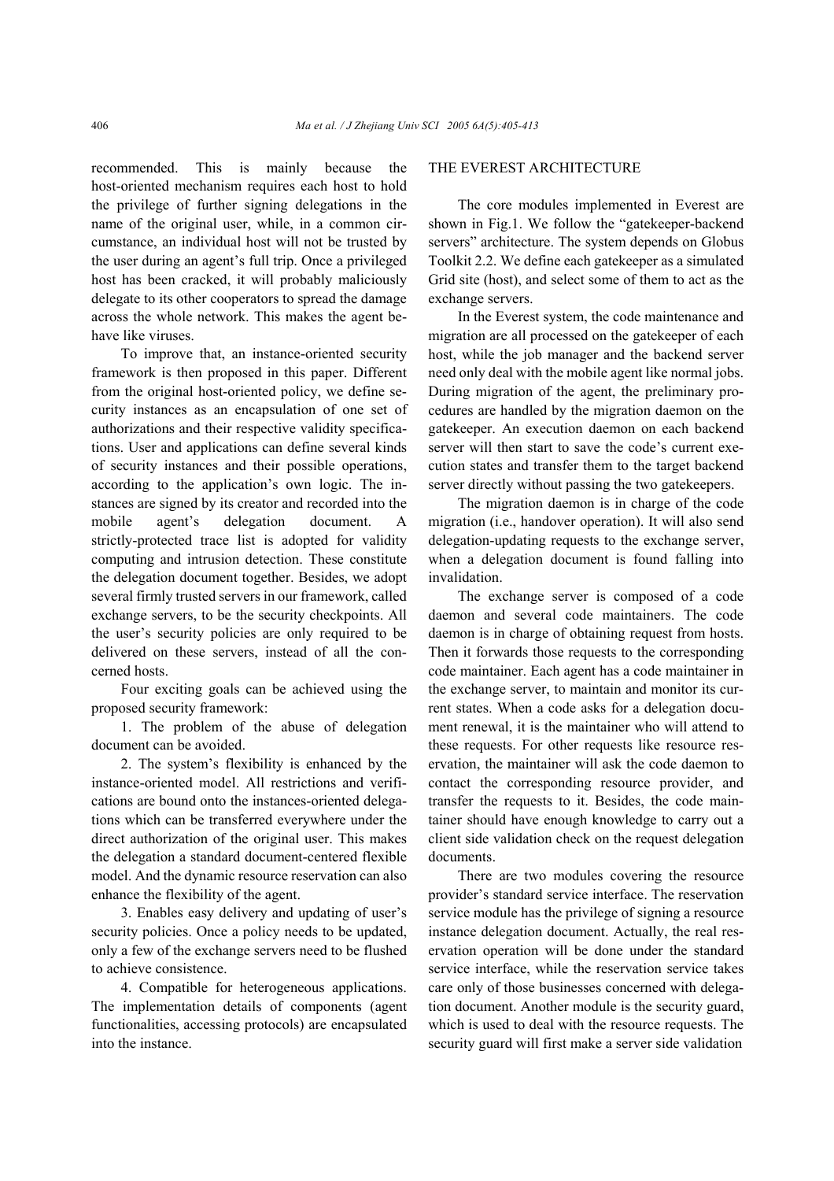recommended. This is mainly because the host-oriented mechanism requires each host to hold the privilege of further signing delegations in the name of the original user, while, in a common circumstance, an individual host will not be trusted by the user during an agent's full trip. Once a privileged host has been cracked, it will probably maliciously delegate to its other cooperators to spread the damage across the whole network. This makes the agent behave like viruses.

To improve that, an instance-oriented security framework is then proposed in this paper. Different from the original host-oriented policy, we define security instances as an encapsulation of one set of authorizations and their respective validity specifications. User and applications can define several kinds of security instances and their possible operations, according to the application's own logic. The instances are signed by its creator and recorded into the mobile agent's delegation document. A strictly-protected trace list is adopted for validity computing and intrusion detection. These constitute the delegation document together. Besides, we adopt several firmly trusted servers in our framework, called exchange servers, to be the security checkpoints. All the user's security policies are only required to be delivered on these servers, instead of all the concerned hosts.

Four exciting goals can be achieved using the proposed security framework:

1. The problem of the abuse of delegation document can be avoided.

2. The system's flexibility is enhanced by the instance-oriented model. All restrictions and verifications are bound onto the instances-oriented delegations which can be transferred everywhere under the direct authorization of the original user. This makes the delegation a standard document-centered flexible model. And the dynamic resource reservation can also enhance the flexibility of the agent.

3. Enables easy delivery and updating of user's security policies. Once a policy needs to be updated, only a few of the exchange servers need to be flushed to achieve consistence.

4. Compatible for heterogeneous applications. The implementation details of components (agent functionalities, accessing protocols) are encapsulated into the instance.

## THE EVEREST ARCHITECTURE

The core modules implemented in Everest are shown in Fig.1. We follow the "gatekeeper-backend servers" architecture. The system depends on Globus Toolkit 2.2. We define each gatekeeper as a simulated Grid site (host), and select some of them to act as the exchange servers.

In the Everest system, the code maintenance and migration are all processed on the gatekeeper of each host, while the job manager and the backend server need only deal with the mobile agent like normal jobs. During migration of the agent, the preliminary procedures are handled by the migration daemon on the gatekeeper. An execution daemon on each backend server will then start to save the code's current execution states and transfer them to the target backend server directly without passing the two gatekeepers.

The migration daemon is in charge of the code migration (i.e., handover operation). It will also send delegation-updating requests to the exchange server, when a delegation document is found falling into invalidation.

The exchange server is composed of a code daemon and several code maintainers. The code daemon is in charge of obtaining request from hosts. Then it forwards those requests to the corresponding code maintainer. Each agent has a code maintainer in the exchange server, to maintain and monitor its current states. When a code asks for a delegation document renewal, it is the maintainer who will attend to these requests. For other requests like resource reservation, the maintainer will ask the code daemon to contact the corresponding resource provider, and transfer the requests to it. Besides, the code maintainer should have enough knowledge to carry out a client side validation check on the request delegation documents.

There are two modules covering the resource provider's standard service interface. The reservation service module has the privilege of signing a resource instance delegation document. Actually, the real reservation operation will be done under the standard service interface, while the reservation service takes care only of those businesses concerned with delegation document. Another module is the security guard, which is used to deal with the resource requests. The security guard will first make a server side validation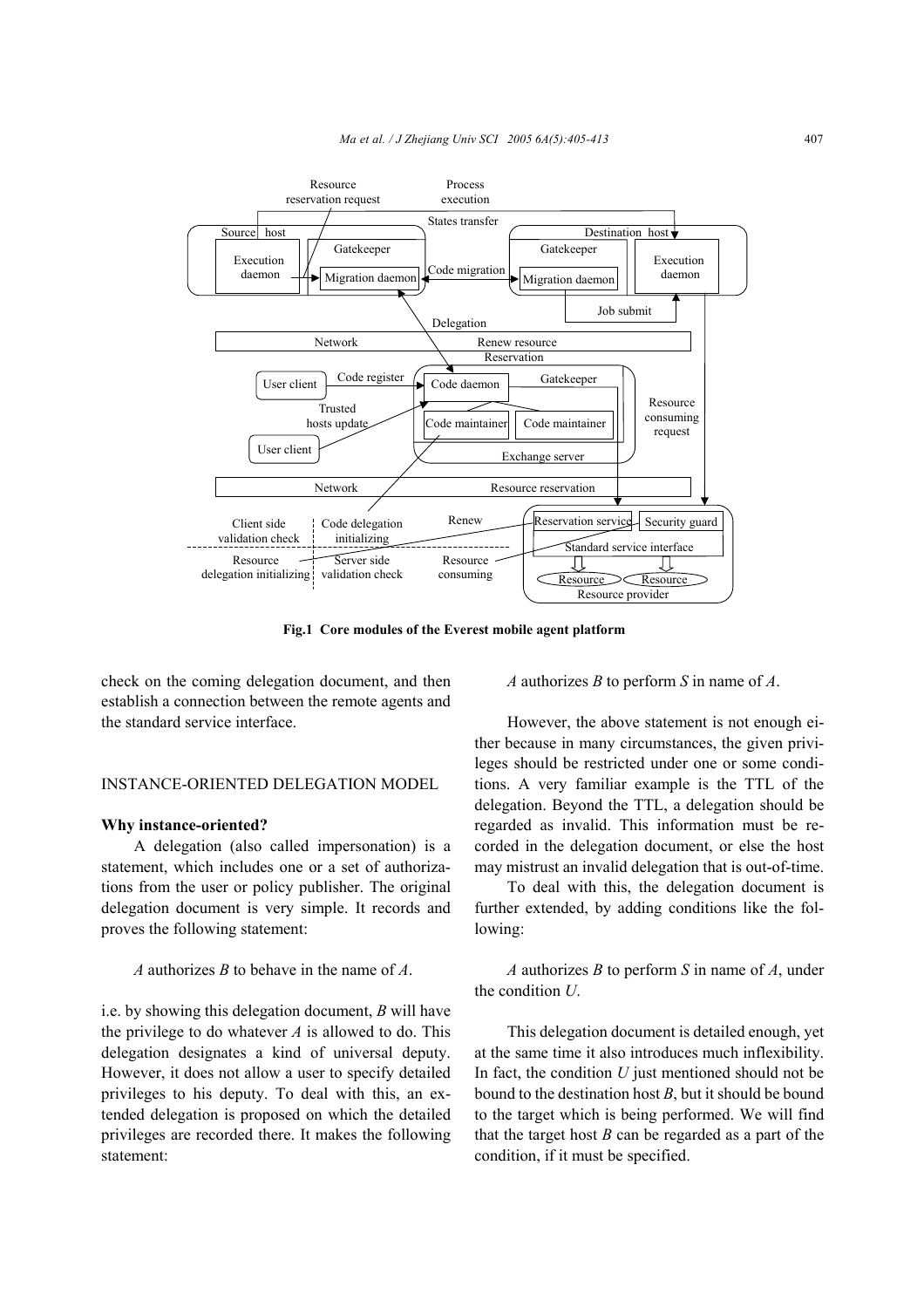**Fig.1 Core modules of the Everest mobile agent platform**

check on the coming delegation document, and then establish a connection between the remote agents and the standard service interface.

## INSTANCE-ORIENTED DELEGATION MODEL

### Why instance-oriented?

A delegation (also called impersonation) is a statement, which includes one or a set of authorizations from the user or policy publisher. The original delegation document is very simple. It records and proves the following statement:

*A* authorizes *B* to behave in the name of *A*.

i.e. by showing this delegation document, *B* will have the privilege to do whatever *A* is allowed to do. This delegation designates a kind of universal deputy. However, it does not allow a user to specify detailed privileges to his deputy. To deal with this, an extended delegation is proposed on which the detailed privileges are recorded there. It makes the following statement:

*A* authorizes *B* to perform *S* in name of *A*.

However, the above statement is not enough either because in many circumstances, the given privileges should be restricted under one or some conditions. A very familiar example is the TTL of the delegation. Beyond the TTL, a delegation should be regarded as invalid. This information must be recorded in the delegation document, or else the host may mistrust an invalid delegation that is out-of-time.

To deal with this, the delegation document is further extended, by adding conditions like the following:

*A* authorizes *B* to perform *S* in name of *A*, under the condition *U*.

This delegation document is detailed enough, yet at the same time it also introduces much inflexibility. In fact, the condition *U* just mentioned should not be bound to the destination host *B*, but it should be bound to the target which is being performed. We will find that the target host *B* can be regarded as a part of the condition, if it must be specified.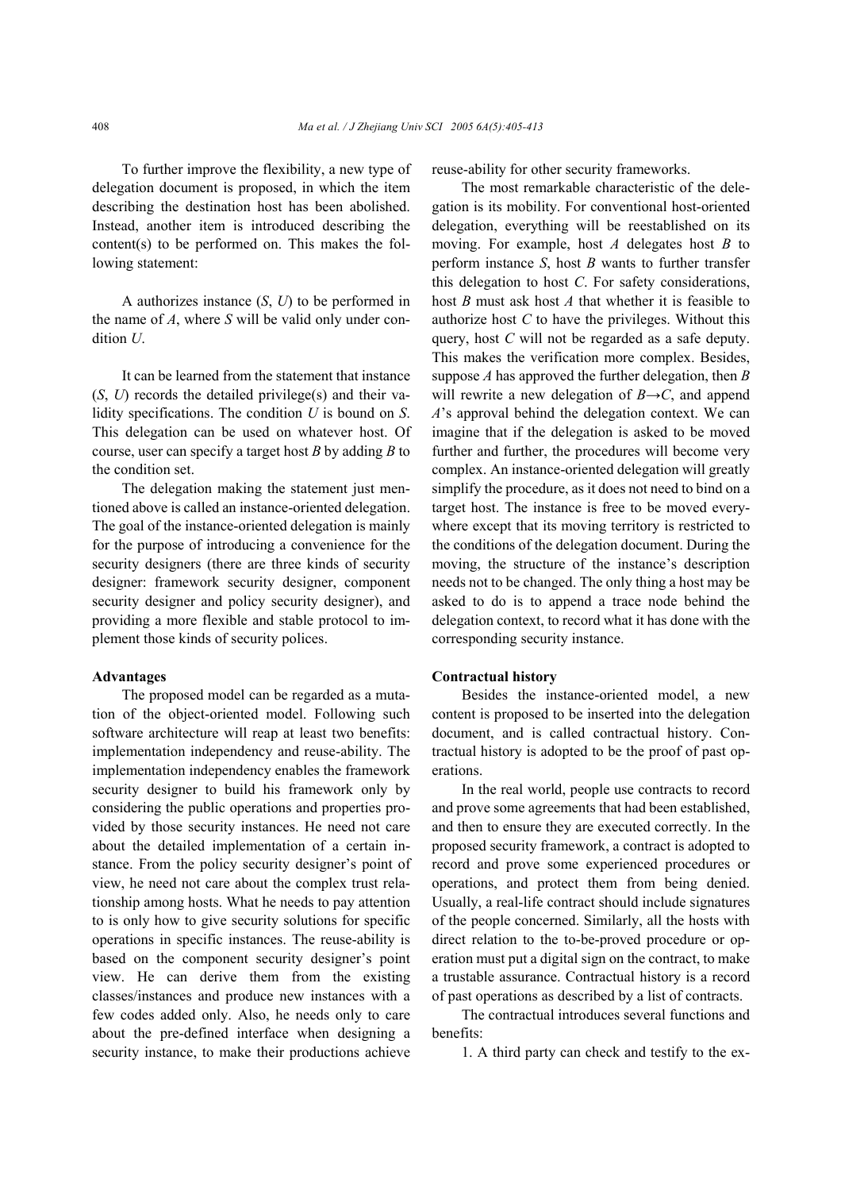To further improve the flexibility, a new type of delegation document is proposed, in which the item describing the destination host has been abolished. Instead, another item is introduced describing the content(s) to be performed on. This makes the following statement:

A authorizes instance ($S$, $U$) to be performed in the name of $A$, where $S$ will be valid only under condition $U$.

It can be learned from the statement that instance ($S$, $U$) records the detailed privilege(s) and their validity specifications. The condition $U$ is bound on $S$. This delegation can be used on whatever host. Of course, user can specify a target host $B$ by adding $B$ to the condition set.

The delegation making the statement just mentioned above is called an instance-oriented delegation. The goal of the instance-oriented delegation is mainly for the purpose of introducing a convenience for the security designers (there are three kinds of security designer: framework security designer, component security designer and policy security designer), and providing a more flexible and stable protocol to implement those kinds of security polices.

**Advantages**

The proposed model can be regarded as a mutation of the object-oriented model. Following such software architecture will reap at least two benefits: implementation independency and reuse-ability. The implementation independency enables the framework security designer to build his framework only by considering the public operations and properties provided by those security instances. He need not care about the detailed implementation of a certain instance. From the policy security designer's point of view, he need not care about the complex trust relationship among hosts. What he needs to pay attention to is only how to give security solutions for specific operations in specific instances. The reuse-ability is based on the component security designer's point view. He can derive them from the existing classes/instances and produce new instances with a few codes added only. Also, he needs only to care about the pre-defined interface when designing a security instance, to make their productions achieve reuse-ability for other security frameworks.

The most remarkable characteristic of the delegation is its mobility. For conventional host-oriented delegation, everything will be reestablished on its moving. For example, host $A$ delegates host $B$ to perform instance $S$, host $B$ wants to further transfer this delegation to host $C$. For safety considerations, host $B$ must ask host $A$ that whether it is feasible to authorize host $C$ to have the privileges. Without this query, host $C$ will not be regarded as a safe deputy. This makes the verification more complex. Besides, suppose $A$ has approved the further delegation, then $B$ will rewrite a new delegation of $B \rightarrow C$, and append $A$'s approval behind the delegation context. We can imagine that if the delegation is asked to be moved further and further, the procedures will become very complex. An instance-oriented delegation will greatly simplify the procedure, as it does not need to bind on a target host. The instance is free to be moved everywhere except that its moving territory is restricted to the conditions of the delegation document. During the moving, the structure of the instance's description needs not to be changed. The only thing a host may be asked to do is to append a trace node behind the delegation context, to record what it has done with the corresponding security instance.

**Contractual history**

Besides the instance-oriented model, a new content is proposed to be inserted into the delegation document, and is called contractual history. Contractual history is adopted to be the proof of past operations.

In the real world, people use contracts to record and prove some agreements that had been established, and then to ensure they are executed correctly. In the proposed security framework, a contract is adopted to record and prove some experienced procedures or operations, and protect them from being denied. Usually, a real-life contract should include signatures of the people concerned. Similarly, all the hosts with direct relation to the to-be-proved procedure or operation must put a digital sign on the contract, to make a trustable assurance. Contractual history is a record of past operations as described by a list of contracts.

The contractual introduces several functions and benefits:

1. A third party can check and testify to the ex-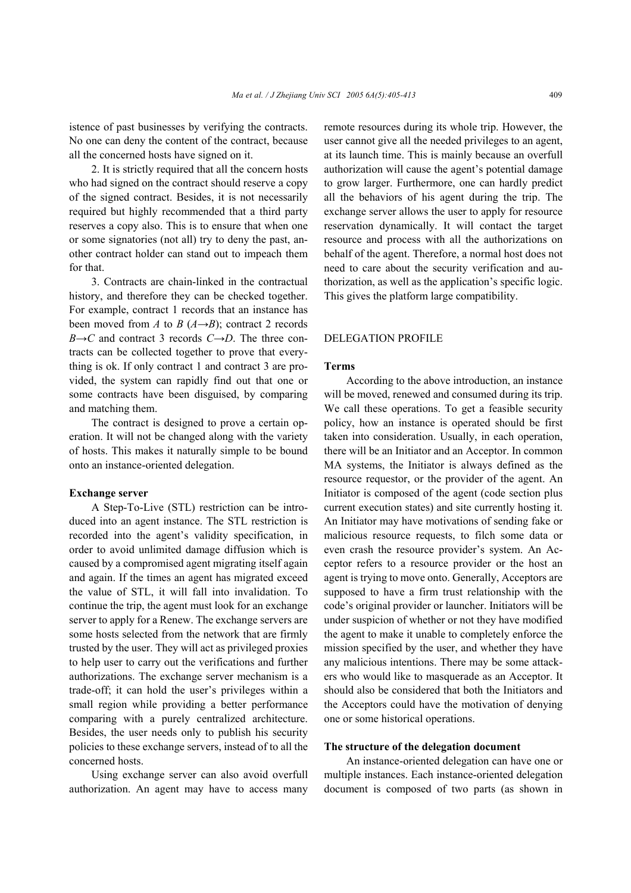istence of past businesses by verifying the contracts. No one can deny the content of the contract, because all the concerned hosts have signed on it.

2. It is strictly required that all the concern hosts who had signed on the contract should reserve a copy of the signed contract. Besides, it is not necessarily required but highly recommended that a third party reserves a copy also. This is to ensure that when one or some signatories (not all) try to deny the past, another contract holder can stand out to impeach them for that.

3. Contracts are chain-linked in the contractual history, and therefore they can be checked together. For example, contract 1 records that an instance has been moved from $A$ to $B$ ($A \rightarrow B$); contract 2 records $B \rightarrow C$ and contract 3 records $C \rightarrow D$. The three contracts can be collected together to prove that everything is ok. If only contract 1 and contract 3 are provided, the system can rapidly find out that one or some contracts have been disguised, by comparing and matching them.

The contract is designed to prove a certain operation. It will not be changed along with the variety of hosts. This makes it naturally simple to be bound onto an instance-oriented delegation.

### Exchange server

A Step-To-Live (STL) restriction can be introduced into an agent instance. The STL restriction is recorded into the agent's validity specification, in order to avoid unlimited damage diffusion which is caused by a compromised agent migrating itself again and again. If the times an agent has migrated exceed the value of STL, it will fall into invalidation. To continue the trip, the agent must look for an exchange server to apply for a Renew. The exchange servers are some hosts selected from the network that are firmly trusted by the user. They will act as privileged proxies to help user to carry out the verifications and further authorizations. The exchange server mechanism is a trade-off; it can hold the user's privileges within a small region while providing a better performance comparing with a purely centralized architecture. Besides, the user needs only to publish his security policies to these exchange servers, instead of to all the concerned hosts.

Using exchange server can also avoid overfull authorization. An agent may have to access many remote resources during its whole trip. However, the user cannot give all the needed privileges to an agent, at its launch time. This is mainly because an overfull authorization will cause the agent's potential damage to grow larger. Furthermore, one can hardly predict all the behaviors of his agent during the trip. The exchange server allows the user to apply for resource reservation dynamically. It will contact the target resource and process with all the authorizations on behalf of the agent. Therefore, a normal host does not need to care about the security verification and authorization, as well as the application's specific logic. This gives the platform large compatibility.

## DELEGATION PROFILE

### Terms

According to the above introduction, an instance will be moved, renewed and consumed during its trip. We call these operations. To get a feasible security policy, how an instance is operated should be first taken into consideration. Usually, in each operation, there will be an Initiator and an Acceptor. In common MA systems, the Initiator is always defined as the resource requestor, or the provider of the agent. An Initiator is composed of the agent (code section plus current execution states) and site currently hosting it. An Initiator may have motivations of sending fake or malicious resource requests, to filch some data or even crash the resource provider's system. An Acceptor refers to a resource provider or the host an agent is trying to move onto. Generally, Acceptors are supposed to have a firm trust relationship with the code's original provider or launcher. Initiators will be under suspicion of whether or not they have modified the agent to make it unable to completely enforce the mission specified by the user, and whether they have any malicious intentions. There may be some attackers who would like to masquerade as an Acceptor. It should also be considered that both the Initiators and the Acceptors could have the motivation of denying one or some historical operations.

### The structure of the delegation document

An instance-oriented delegation can have one or multiple instances. Each instance-oriented delegation document is composed of two parts (as shown in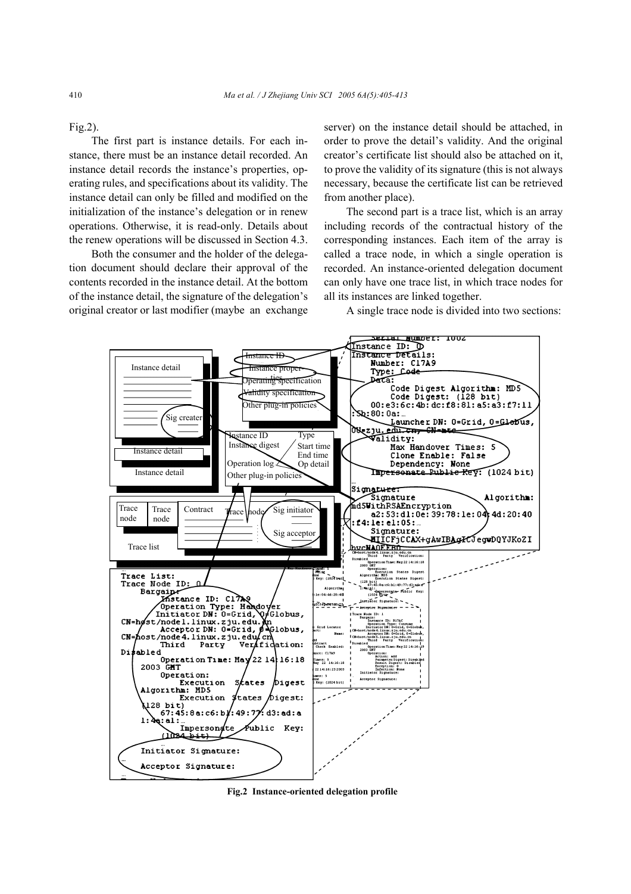Fig.2).

The first part is instance details. For each instance, there must be an instance detail recorded. An instance detail records the instance's properties, operating rules, and specifications about its validity. The instance detail can only be filled and modified on the initialization of the instance's delegation or in renew operations. Otherwise, it is read-only. Details about the renew operations will be discussed in Section 4.3.

Both the consumer and the holder of the delegation document should declare their approval of the contents recorded in the instance detail. At the bottom of the instance detail, the signature of the delegation's original creator or last modifier (maybe an exchange server) on the instance detail should be attached, in order to prove the detail's validity. And the original creator's certificate list should also be attached on it, to prove the validity of its signature (this is not always necessary, because the certificate list can be retrieved from another place).

The second part is a trace list, which is an array including records of the contractual history of the corresponding instances. Each item of the array is called a trace node, in which a single operation is recorded. An instance-oriented delegation document can only have one trace list, in which trace nodes for all its instances are linked together.

A single trace node is divided into two sections:

**Fig.2 Instance-oriented delegation profile**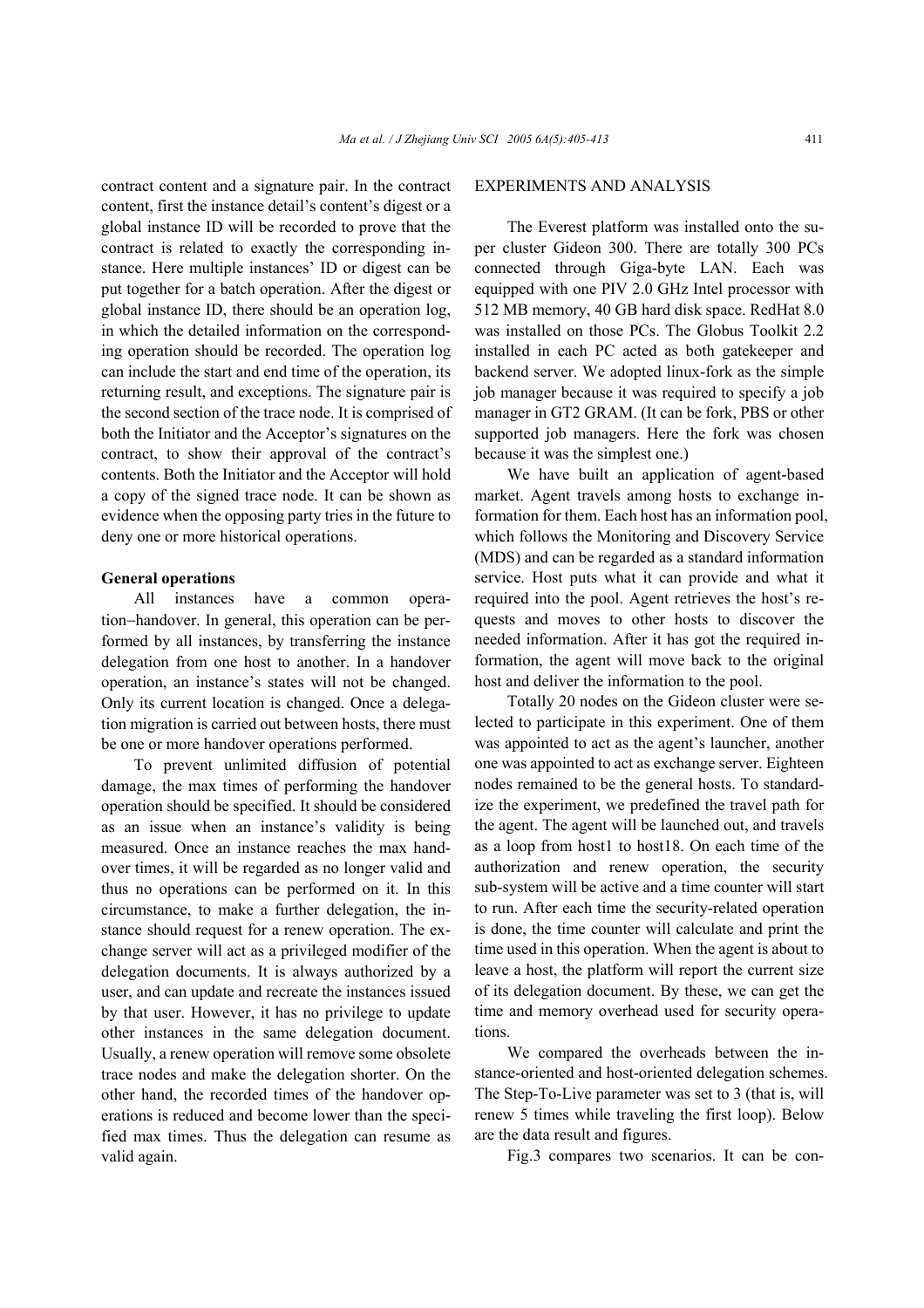contract content and a signature pair. In the contract content, first the instance detail's content's digest or a global instance ID will be recorded to prove that the contract is related to exactly the corresponding instance. Here multiple instances' ID or digest can be put together for a batch operation. After the digest or global instance ID, there should be an operation log, in which the detailed information on the corresponding operation should be recorded. The operation log can include the start and end time of the operation, its returning result, and exceptions. The signature pair is the second section of the trace node. It is comprised of both the Initiator and the Acceptor's signatures on the contract, to show their approval of the contract's contents. Both the Initiator and the Acceptor will hold a copy of the signed trace node. It can be shown as evidence when the opposing party tries in the future to deny one or more historical operations.

**General operations**

All instances have a common operation−handover. In general, this operation can be performed by all instances, by transferring the instance delegation from one host to another. In a handover operation, an instance's states will not be changed. Only its current location is changed. Once a delegation migration is carried out between hosts, there must be one or more handover operations performed.

To prevent unlimited diffusion of potential damage, the max times of performing the handover operation should be specified. It should be considered as an issue when an instance's validity is being measured. Once an instance reaches the max handover times, it will be regarded as no longer valid and thus no operations can be performed on it. In this circumstance, to make a further delegation, the instance should request for a renew operation. The exchange server will act as a privileged modifier of the delegation documents. It is always authorized by a user, and can update and recreate the instances issued by that user. However, it has no privilege to update other instances in the same delegation document. Usually, a renew operation will remove some obsolete trace nodes and make the delegation shorter. On the other hand, the recorded times of the handover operations is reduced and become lower than the specified max times. Thus the delegation can resume as valid again.

## EXPERIMENTS AND ANALYSIS

The Everest platform was installed onto the super cluster Gideon 300. There are totally 300 PCs connected through Giga-byte LAN. Each was equipped with one PIV 2.0 GHz Intel processor with 512 MB memory, 40 GB hard disk space. RedHat 8.0 was installed on those PCs. The Globus Toolkit 2.2 installed in each PC acted as both gatekeeper and backend server. We adopted linux-fork as the simple job manager because it was required to specify a job manager in GT2 GRAM. (It can be fork, PBS or other supported job managers. Here the fork was chosen because it was the simplest one.)

We have built an application of agent-based market. Agent travels among hosts to exchange information for them. Each host has an information pool, which follows the Monitoring and Discovery Service (MDS) and can be regarded as a standard information service. Host puts what it can provide and what it required into the pool. Agent retrieves the host's requests and moves to other hosts to discover the needed information. After it has got the required information, the agent will move back to the original host and deliver the information to the pool.

Totally 20 nodes on the Gideon cluster were selected to participate in this experiment. One of them was appointed to act as the agent's launcher, another one was appointed to act as exchange server. Eighteen nodes remained to be the general hosts. To standardize the experiment, we predefined the travel path for the agent. The agent will be launched out, and travels as a loop from host1 to host18. On each time of the authorization and renew operation, the security sub-system will be active and a time counter will start to run. After each time the security-related operation is done, the time counter will calculate and print the time used in this operation. When the agent is about to leave a host, the platform will report the current size of its delegation document. By these, we can get the time and memory overhead used for security operations.

We compared the overheads between the instance-oriented and host-oriented delegation schemes. The Step-To-Live parameter was set to 3 (that is, will renew 5 times while traveling the first loop). Below are the data result and figures.

Fig.3 compares two scenarios. It can be con-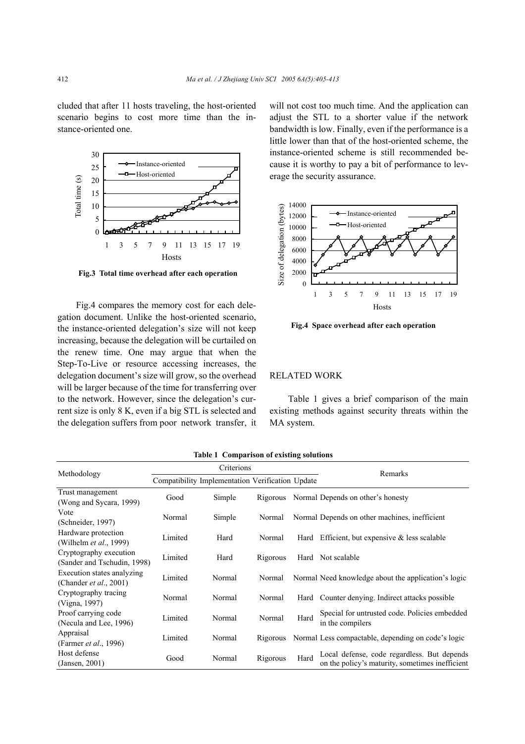cluded that after 11 hosts traveling, the host-oriented scenario begins to cost more time than the instance-oriented one.

Fig.3 Total time overhead after each operation

Fig.4 compares the memory cost for each delegation document. Unlike the host-oriented scenario, the instance-oriented delegation's size will not keep increasing, because the delegation will be curtailed on the renew time. One may argue that when the Step-To-Live or resource accessing increases, the delegation document's size will grow, so the overhead will be larger because of the time for transferring over to the network. However, since the delegation's current size is only 8 K, even if a big STL is selected and the delegation suffers from poor network transfer, it will not cost too much time. And the application can adjust the STL to a shorter value if the network bandwidth is low. Finally, even if the performance is a little lower than that of the host-oriented scheme, the instance-oriented scheme is still recommended because it is worthy to pay a bit of performance to leverage the security assurance.

Fig.4 Space overhead after each operation

## RELATED WORK

Table 1 gives a brief comparison of the main existing methods against security threats within the MA system.

**Table 1 Comparison of existing solutions**

| Methodology | Criterions | | | | Remarks |
|---|---|---|---|---|---|
| | Compatibility | Implementation | Verification | Update | |
| Trust management (Wong and Sycara, 1999) | Good | Simple | Rigorous | Normal | Depends on other's honesty |
| Vote (Schneider, 1997) | Normal | Simple | Normal | Normal | Depends on other machines, inefficient |
| Hardware protection (Wilhelm *et al*., 1999) | Limited | Hard | Normal | Hard | Efficient, but expensive & less scalable |
| Cryptography execution (Sander and Tschudin, 1998) | Limited | Hard | Rigorous | Hard | Not scalable |
| Execution states analyzing (Chander *et al*., 2001) | Limited | Normal | Normal | Normal | Need knowledge about the application's logic |
| Cryptography tracing (Vigna, 1997) | Normal | Normal | Normal | Hard | Counter denying. Indirect attacks possible |
| Proof carrying code (Necula and Lee, 1996) | Limited | Normal | Normal | Hard | Special for untrusted code. Policies embedded in the compilers |
| Appraisal (Farmer *et al*., 1996) | Limited | Normal | Rigorous | Normal | Less compactable, depending on code's logic |
| Host defense (Jansen, 2001) | Good | Normal | Rigorous | Hard | Local defense, code regardless. But depends on the policy's maturity, sometimes inefficient |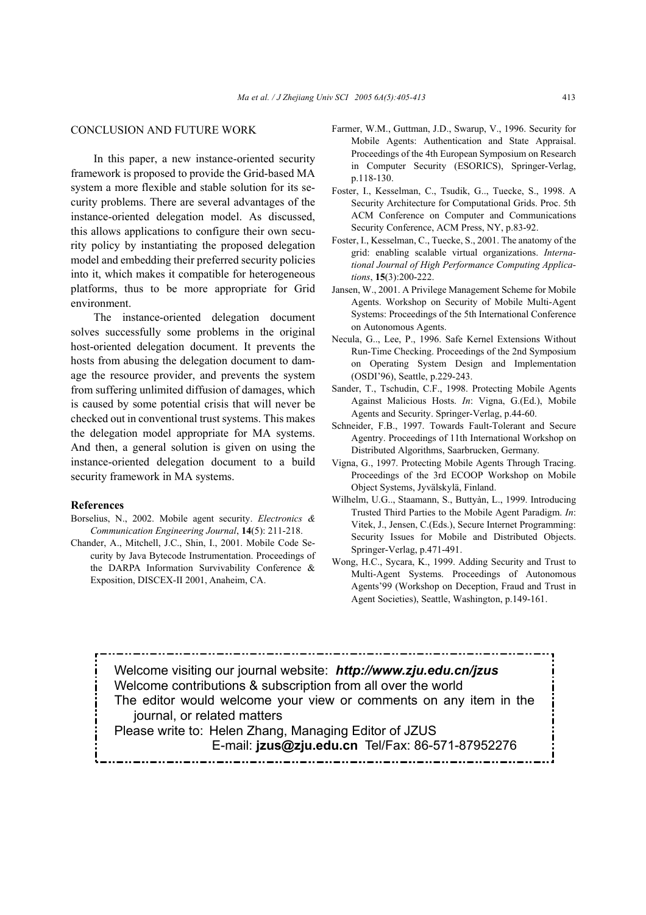## CONCLUSION AND FUTURE WORK

In this paper, a new instance-oriented security framework is proposed to provide the Grid-based MA system a more flexible and stable solution for its security problems. There are several advantages of the instance-oriented delegation model. As discussed, this allows applications to configure their own security policy by instantiating the proposed delegation model and embedding their preferred security policies into it, which makes it compatible for heterogeneous platforms, thus to be more appropriate for Grid environment.

The instance-oriented delegation document solves successfully some problems in the original host-oriented delegation document. It prevents the hosts from abusing the delegation document to damage the resource provider, and prevents the system from suffering unlimited diffusion of damages, which is caused by some potential crisis that will never be checked out in conventional trust systems. This makes the delegation model appropriate for MA systems. And then, a general solution is given on using the instance-oriented delegation document to a build security framework in MA systems.

### References

Borselius, N., 2002. Mobile agent security. *Electronics & Communication Engineering Journal*, **14**(5): 211-218.

Chander, A., Mitchell, J.C., Shin, I., 2001. Mobile Code Security by Java Bytecode Instrumentation. Proceedings of the DARPA Information Survivability Conference & Exposition, DISCEX-II 2001, Anaheim, CA.

Farmer, W.M., Guttman, J.D., Swarup, V., 1996. Security for Mobile Agents: Authentication and State Appraisal. Proceedings of the 4th European Symposium on Research in Computer Security (ESORICS), Springer-Verlag, p.118-130.

Foster, I., Kesselman, C., Tsudik, G.., Tuecke, S., 1998. A Security Architecture for Computational Grids. Proc. 5th ACM Conference on Computer and Communications Security Conference, ACM Press, NY, p.83-92.

Foster, I., Kesselman, C., Tuecke, S., 2001. The anatomy of the grid: enabling scalable virtual organizations. *International Journal of High Performance Computing Applications*, **15**(3):200-222.

Jansen, W., 2001. A Privilege Management Scheme for Mobile Agents. Workshop on Security of Mobile Multi-Agent Systems: Proceedings of the 5th International Conference on Autonomous Agents.

Necula, G.., Lee, P., 1996. Safe Kernel Extensions Without Run-Time Checking. Proceedings of the 2nd Symposium on Operating System Design and Implementation (OSDI'96), Seattle, p.229-243.

Sander, T., Tschudin, C.F., 1998. Protecting Mobile Agents Against Malicious Hosts. *In*: Vigna, G.(Ed.), Mobile Agents and Security. Springer-Verlag, p.44-60.

Schneider, F.B., 1997. Towards Fault-Tolerant and Secure Agentry. Proceedings of 11th International Workshop on Distributed Algorithms, Saarbrucken, Germany.

Vigna, G., 1997. Protecting Mobile Agents Through Tracing. Proceedings of the 3rd ECOOP Workshop on Mobile Object Systems, Jyvälskylä, Finland.

Wilhelm, U.G.., Staamann, S., Buttyàn, L., 1999. Introducing Trusted Third Parties to the Mobile Agent Paradigm. *In*: Vitek, J., Jensen, C.(Eds.), Secure Internet Programming: Security Issues for Mobile and Distributed Objects. Springer-Verlag, p.471-491.

Wong, H.C., Sycara, K., 1999. Adding Security and Trust to Multi-Agent Systems. Proceedings of Autonomous Agents'99 (Workshop on Deception, Fraud and Trust in Agent Societies), Seattle, Washington, p.149-161.

Welcome visiting our journal website: ***http://www.zju.edu.cn/jzus***
Welcome contributions & subscription from all over the world
The editor would welcome your view or comments on any item in the journal, or related matters
Please write to: Helen Zhang, Managing Editor of JZUS
E-mail: **jzus@zju.edu.cn** Tel/Fax: 86-571-87952276